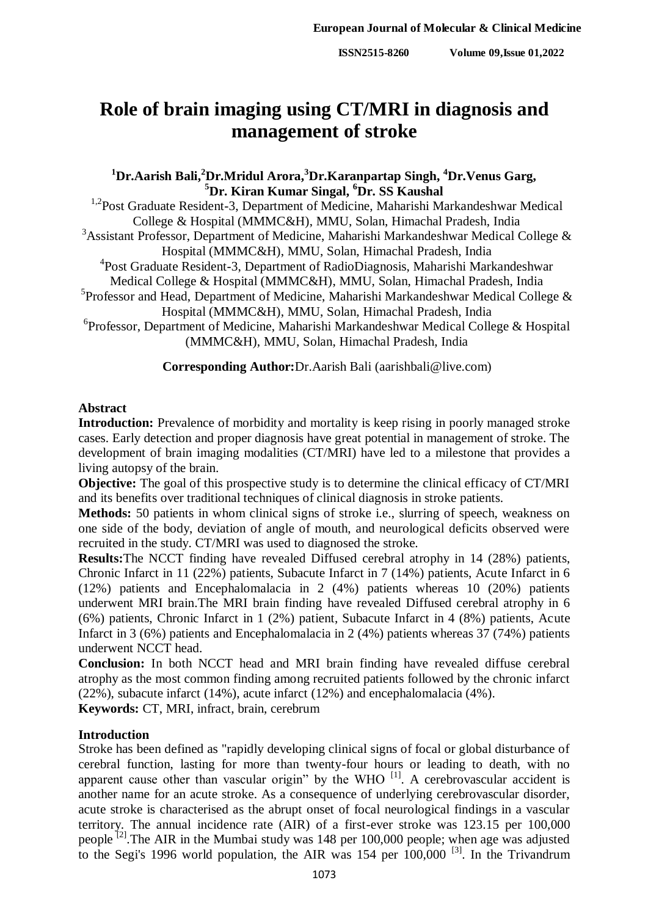# Role of brain imaging using CT/MRI in diagnosis and management of stroke

**[1]Dr.Aarish Bali,[2]Dr.Mridul Arora,[3]Dr.Karanpartap Singh, [4]Dr.Venus Garg, [5]Dr. Kiran Kumar Singal, [6]Dr. SS Kaushal**

[1,2]Post Graduate Resident-3, Department of Medicine, Maharishi Markandeshwar Medical College & Hospital (MMMC&H), MMU, Solan, Himachal Pradesh, India
[3]Assistant Professor, Department of Medicine, Maharishi Markandeshwar Medical College & Hospital (MMMC&H), MMU, Solan, Himachal Pradesh, India
[4]Post Graduate Resident-3, Department of RadioDiagnosis, Maharishi Markandeshwar Medical College & Hospital (MMMC&H), MMU, Solan, Himachal Pradesh, India
[5]Professor and Head, Department of Medicine, Maharishi Markandeshwar Medical College & Hospital (MMMC&H), MMU, Solan, Himachal Pradesh, India
[6]Professor, Department of Medicine, Maharishi Markandeshwar Medical College & Hospital (MMMC&H), MMU, Solan, Himachal Pradesh, India

**Corresponding Author:**Dr.Aarish Bali (aarishbali@live.com)

## Abstract

**Introduction:** Prevalence of morbidity and mortality is keep rising in poorly managed stroke cases. Early detection and proper diagnosis have great potential in management of stroke. The development of brain imaging modalities (CT/MRI) have led to a milestone that provides a living autopsy of the brain.

**Objective:** The goal of this prospective study is to determine the clinical efficacy of CT/MRI and its benefits over traditional techniques of clinical diagnosis in stroke patients.

**Methods:** 50 patients in whom clinical signs of stroke i.e., slurring of speech, weakness on one side of the body, deviation of angle of mouth, and neurological deficits observed were recruited in the study. CT/MRI was used to diagnosed the stroke.

**Results:**The NCCT finding have revealed Diffused cerebral atrophy in 14 (28%) patients, Chronic Infarct in 11 (22%) patients, Subacute Infarct in 7 (14%) patients, Acute Infarct in 6 (12%) patients and Encephalomalacia in 2 (4%) patients whereas 10 (20%) patients underwent MRI brain.The MRI brain finding have revealed Diffused cerebral atrophy in 6 (6%) patients, Chronic Infarct in 1 (2%) patient, Subacute Infarct in 4 (8%) patients, Acute Infarct in 3 (6%) patients and Encephalomalacia in 2 (4%) patients whereas 37 (74%) patients underwent NCCT head.

**Conclusion:** In both NCCT head and MRI brain finding have revealed diffuse cerebral atrophy as the most common finding among recruited patients followed by the chronic infarct (22%), subacute infarct (14%), acute infarct (12%) and encephalomalacia (4%).

**Keywords:** CT, MRI, infract, brain, cerebrum

## Introduction

Stroke has been defined as "rapidly developing clinical signs of focal or global disturbance of cerebral function, lasting for more than twenty-four hours or leading to death, with no apparent cause other than vascular origin" by the WHO [1]. A cerebrovascular accident is another name for an acute stroke. As a consequence of underlying cerebrovascular disorder, acute stroke is characterised as the abrupt onset of focal neurological findings in a vascular territory. The annual incidence rate (AIR) of a first-ever stroke was 123.15 per 100,000 people [2].The AIR in the Mumbai study was 148 per 100,000 people; when age was adjusted to the Segi's 1996 world population, the AIR was 154 per 100,000 [3]. In the Trivandrum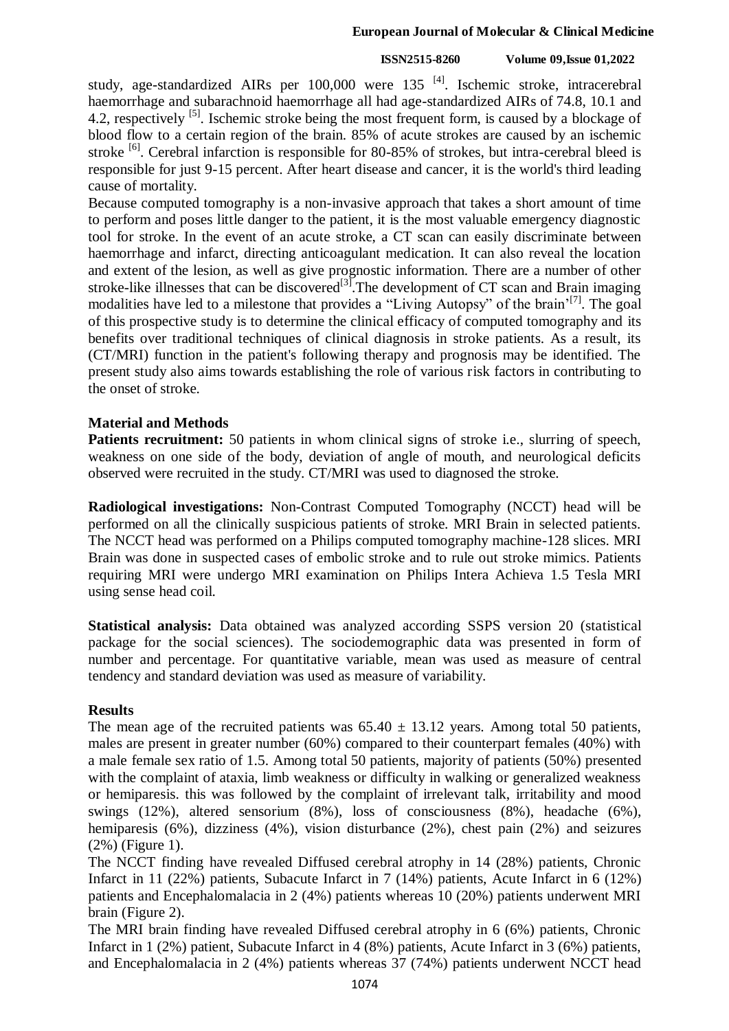study, age-standardized AIRs per 100,000 were 135 [4]. Ischemic stroke, intracerebral haemorrhage and subarachnoid haemorrhage all had age-standardized AIRs of 74.8, 10.1 and 4.2, respectively [5]. Ischemic stroke being the most frequent form, is caused by a blockage of blood flow to a certain region of the brain. 85% of acute strokes are caused by an ischemic stroke [6]. Cerebral infarction is responsible for 80-85% of strokes, but intra-cerebral bleed is responsible for just 9-15 percent. After heart disease and cancer, it is the world's third leading cause of mortality.

Because computed tomography is a non-invasive approach that takes a short amount of time to perform and poses little danger to the patient, it is the most valuable emergency diagnostic tool for stroke. In the event of an acute stroke, a CT scan can easily discriminate between haemorrhage and infarct, directing anticoagulant medication. It can also reveal the location and extent of the lesion, as well as give prognostic information. There are a number of other stroke-like illnesses that can be discovered[3].The development of CT scan and Brain imaging modalities have led to a milestone that provides a "Living Autopsy" of the brain'[7]. The goal of this prospective study is to determine the clinical efficacy of computed tomography and its benefits over traditional techniques of clinical diagnosis in stroke patients. As a result, its (CT/MRI) function in the patient's following therapy and prognosis may be identified. The present study also aims towards establishing the role of various risk factors in contributing to the onset of stroke.

## Material and Methods

**Patients recruitment:** 50 patients in whom clinical signs of stroke i.e., slurring of speech, weakness on one side of the body, deviation of angle of mouth, and neurological deficits observed were recruited in the study. CT/MRI was used to diagnosed the stroke.

**Radiological investigations:** Non-Contrast Computed Tomography (NCCT) head will be performed on all the clinically suspicious patients of stroke. MRI Brain in selected patients. The NCCT head was performed on a Philips computed tomography machine-128 slices. MRI Brain was done in suspected cases of embolic stroke and to rule out stroke mimics. Patients requiring MRI were undergo MRI examination on Philips Intera Achieva 1.5 Tesla MRI using sense head coil.

**Statistical analysis:** Data obtained was analyzed according SSPS version 20 (statistical package for the social sciences). The sociodemographic data was presented in form of number and percentage. For quantitative variable, mean was used as measure of central tendency and standard deviation was used as measure of variability.

## Results

The mean age of the recruited patients was 65.40 ± 13.12 years. Among total 50 patients, males are present in greater number (60%) compared to their counterpart females (40%) with a male female sex ratio of 1.5. Among total 50 patients, majority of patients (50%) presented with the complaint of ataxia, limb weakness or difficulty in walking or generalized weakness or hemiparesis. this was followed by the complaint of irrelevant talk, irritability and mood swings (12%), altered sensorium (8%), loss of consciousness (8%), headache (6%), hemiparesis (6%), dizziness (4%), vision disturbance (2%), chest pain (2%) and seizures (2%) (Figure 1).

The NCCT finding have revealed Diffused cerebral atrophy in 14 (28%) patients, Chronic Infarct in 11 (22%) patients, Subacute Infarct in 7 (14%) patients, Acute Infarct in 6 (12%) patients and Encephalomalacia in 2 (4%) patients whereas 10 (20%) patients underwent MRI brain (Figure 2).

The MRI brain finding have revealed Diffused cerebral atrophy in 6 (6%) patients, Chronic Infarct in 1 (2%) patient, Subacute Infarct in 4 (8%) patients, Acute Infarct in 3 (6%) patients, and Encephalomalacia in 2 (4%) patients whereas 37 (74%) patients underwent NCCT head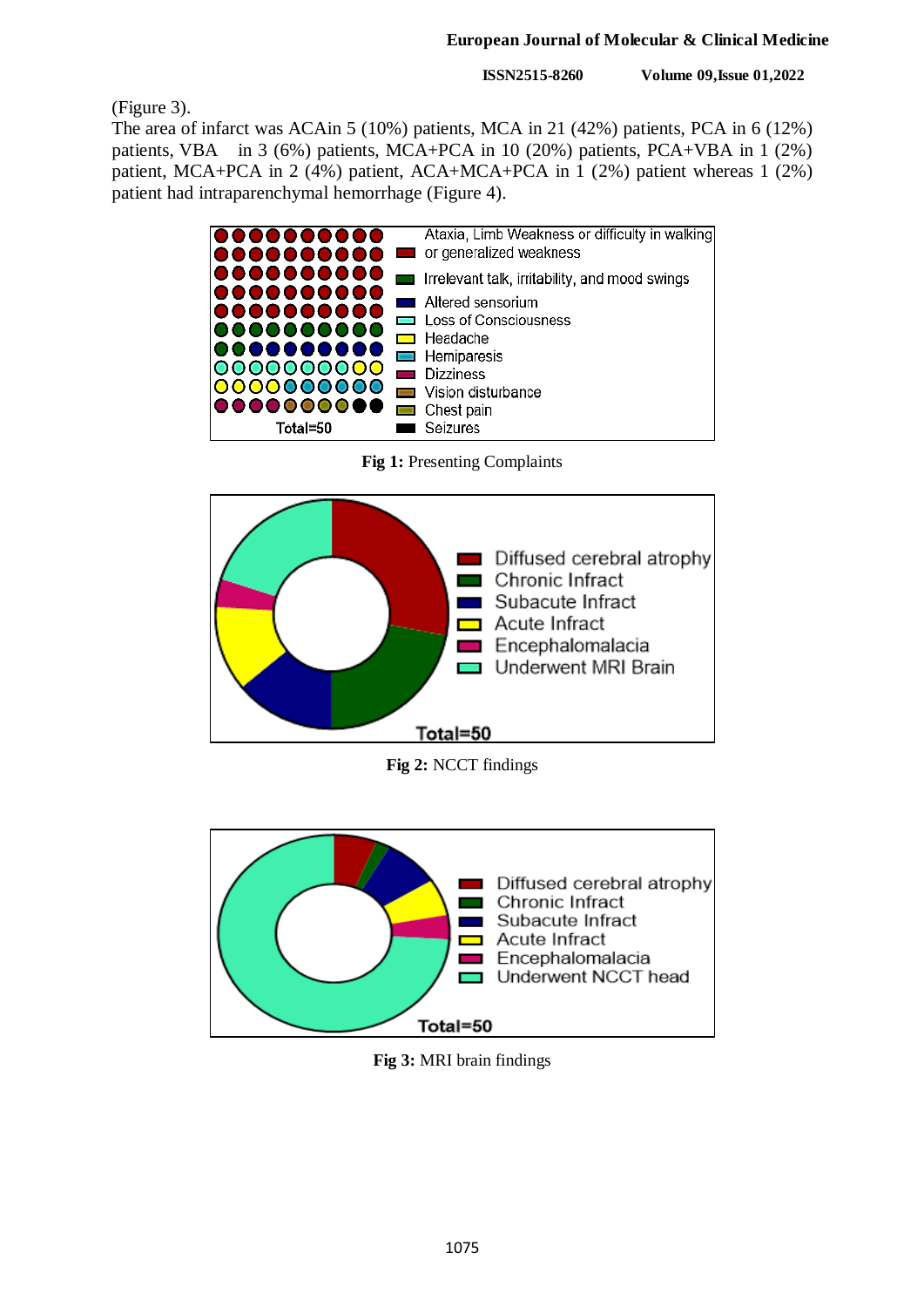(Figure 3).

The area of infarct was ACAin 5 (10%) patients, MCA in 21 (42%) patients, PCA in 6 (12%) patients, VBA in 3 (6%) patients, MCA+PCA in 10 (20%) patients, PCA+VBA in 1 (2%) patient, MCA+PCA in 2 (4%) patient, ACA+MCA+PCA in 1 (2%) patient whereas 1 (2%) patient had intraparenchymal hemorrhage (Figure 4).

**Fig 1:** Presenting Complaints

**Fig 2:** NCCT findings

**Fig 3:** MRI brain findings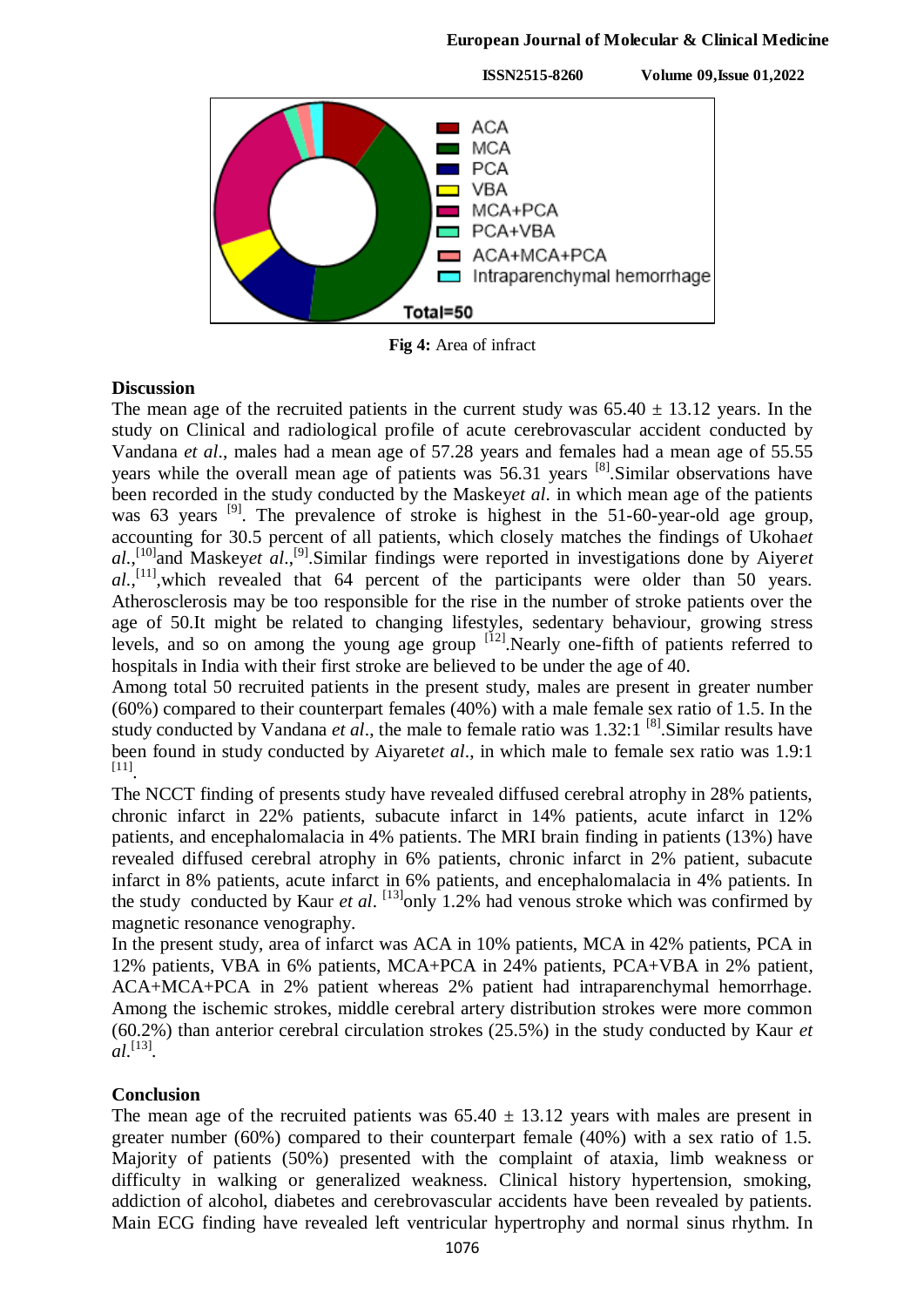ACA
MCA
PCA
VBA
MCA+PCA
PCA+VBA
ACA+MCA+PCA
Intraparenchymal hemorrhage

Total=50

**Fig 4:** Area of infract

## Discussion

The mean age of the recruited patients in the current study was 65.40 ± 13.12 years. In the study on Clinical and radiological profile of acute cerebrovascular accident conducted by Vandana *et al*., males had a mean age of 57.28 years and females had a mean age of 55.55 years while the overall mean age of patients was 56.31 years [8].Similar observations have been recorded in the study conducted by the Maskey*et al*. in which mean age of the patients was 63 years [9]. The prevalence of stroke is highest in the 51-60-year-old age group, accounting for 30.5 percent of all patients, which closely matches the findings of Ukoha*et al*.,[10]and Maskey*et al*.,[9].Similar findings were reported in investigations done by Aiyer*et al*.,[11],which revealed that 64 percent of the participants were older than 50 years. Atherosclerosis may be too responsible for the rise in the number of stroke patients over the age of 50.It might be related to changing lifestyles, sedentary behaviour, growing stress levels, and so on among the young age group [12].Nearly one-fifth of patients referred to hospitals in India with their first stroke are believed to be under the age of 40.

Among total 50 recruited patients in the present study, males are present in greater number (60%) compared to their counterpart females (40%) with a male female sex ratio of 1.5. In the study conducted by Vandana *et al*., the male to female ratio was 1.32:1 [8].Similar results have been found in study conducted by Aiyaret*et al*., in which male to female sex ratio was 1.9:1 [11].

The NCCT finding of presents study have revealed diffused cerebral atrophy in 28% patients, chronic infarct in 22% patients, subacute infarct in 14% patients, acute infarct in 12% patients, and encephalomalacia in 4% patients. The MRI brain finding in patients (13%) have revealed diffused cerebral atrophy in 6% patients, chronic infarct in 2% patient, subacute infarct in 8% patients, acute infarct in 6% patients, and encephalomalacia in 4% patients. In the study conducted by Kaur *et al*. [13]only 1.2% had venous stroke which was confirmed by magnetic resonance venography.

In the present study, area of infarct was ACA in 10% patients, MCA in 42% patients, PCA in 12% patients, VBA in 6% patients, MCA+PCA in 24% patients, PCA+VBA in 2% patient, ACA+MCA+PCA in 2% patient whereas 2% patient had intraparenchymal hemorrhage. Among the ischemic strokes, middle cerebral artery distribution strokes were more common (60.2%) than anterior cerebral circulation strokes (25.5%) in the study conducted by Kaur *et al*.[13].

## Conclusion

The mean age of the recruited patients was 65.40 ± 13.12 years with males are present in greater number (60%) compared to their counterpart female (40%) with a sex ratio of 1.5. Majority of patients (50%) presented with the complaint of ataxia, limb weakness or difficulty in walking or generalized weakness. Clinical history hypertension, smoking, addiction of alcohol, diabetes and cerebrovascular accidents have been revealed by patients. Main ECG finding have revealed left ventricular hypertrophy and normal sinus rhythm. In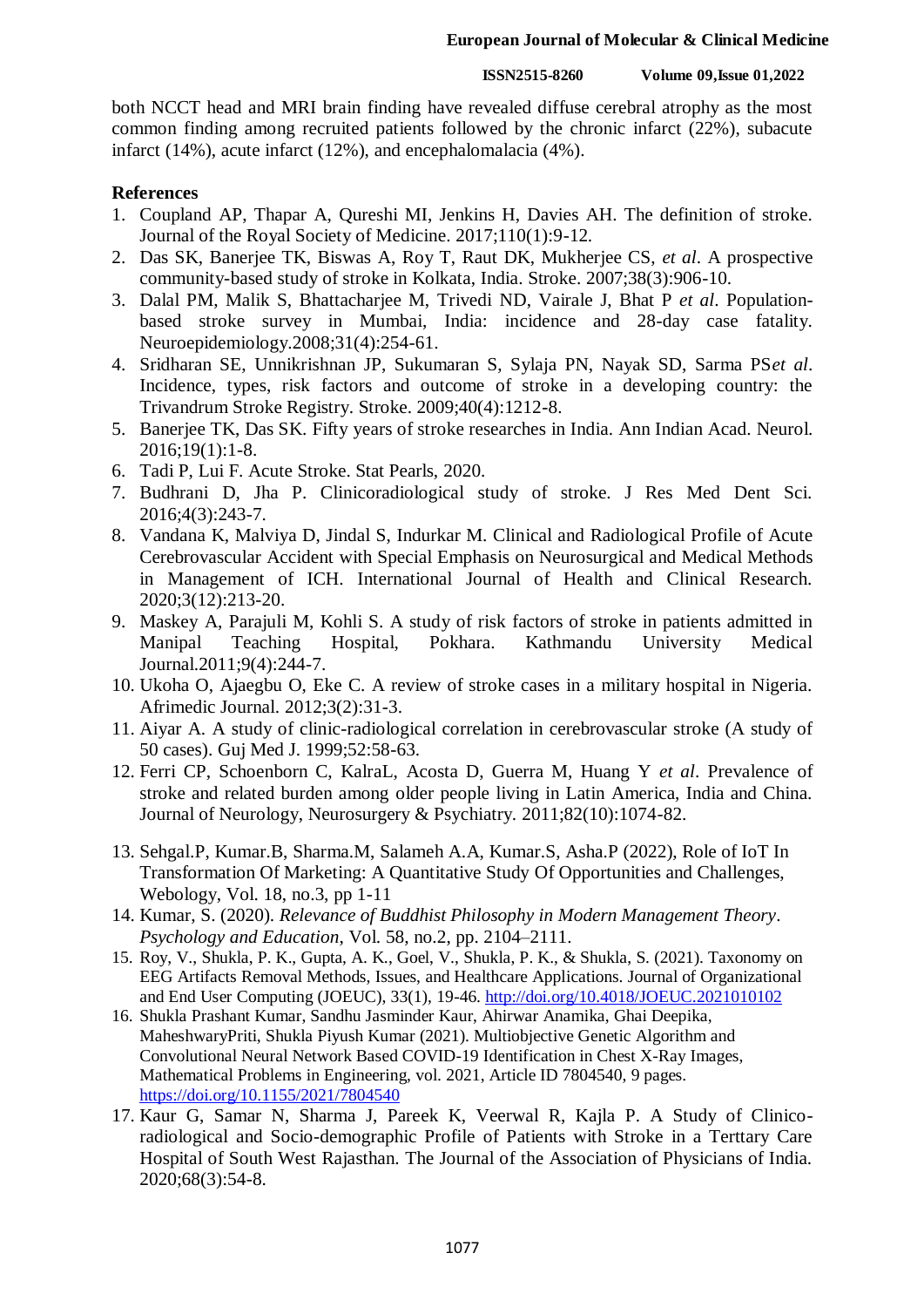both NCCT head and MRI brain finding have revealed diffuse cerebral atrophy as the most common finding among recruited patients followed by the chronic infarct (22%), subacute infarct (14%), acute infarct (12%), and encephalomalacia (4%).

## References

1. Coupland AP, Thapar A, Qureshi MI, Jenkins H, Davies AH. The definition of stroke. Journal of the Royal Society of Medicine. 2017;110(1):9-12.
2. Das SK, Banerjee TK, Biswas A, Roy T, Raut DK, Mukherjee CS, *et al*. A prospective community-based study of stroke in Kolkata, India. Stroke. 2007;38(3):906-10.
3. Dalal PM, Malik S, Bhattacharjee M, Trivedi ND, Vairale J, Bhat P *et al*. Population-based stroke survey in Mumbai, India: incidence and 28-day case fatality. Neuroepidemiology.2008;31(4):254-61.
4. Sridharan SE, Unnikrishnan JP, Sukumaran S, Sylaja PN, Nayak SD, Sarma PS*et al*. Incidence, types, risk factors and outcome of stroke in a developing country: the Trivandrum Stroke Registry. Stroke. 2009;40(4):1212-8.
5. Banerjee TK, Das SK. Fifty years of stroke researches in India. Ann Indian Acad. Neurol. 2016;19(1):1-8.
6. Tadi P, Lui F. Acute Stroke. Stat Pearls, 2020.
7. Budhrani D, Jha P. Clinicoradiological study of stroke. J Res Med Dent Sci. 2016;4(3):243-7.
8. Vandana K, Malviya D, Jindal S, Indurkar M. Clinical and Radiological Profile of Acute Cerebrovascular Accident with Special Emphasis on Neurosurgical and Medical Methods in Management of ICH. International Journal of Health and Clinical Research. 2020;3(12):213-20.
9. Maskey A, Parajuli M, Kohli S. A study of risk factors of stroke in patients admitted in Manipal Teaching Hospital, Pokhara. Kathmandu University Medical Journal.2011;9(4):244-7.
10. Ukoha O, Ajaegbu O, Eke C. A review of stroke cases in a military hospital in Nigeria. Afrimedic Journal. 2012;3(2):31-3.
11. Aiyar A. A study of clinic-radiological correlation in cerebrovascular stroke (A study of 50 cases). Guj Med J. 1999;52:58-63.
12. Ferri CP, Schoenborn C, KalraL, Acosta D, Guerra M, Huang Y *et al*. Prevalence of stroke and related burden among older people living in Latin America, India and China. Journal of Neurology, Neurosurgery & Psychiatry. 2011;82(10):1074-82.
13. Sehgal.P, Kumar.B, Sharma.M, Salameh A.A, Kumar.S, Asha.P (2022), Role of IoT In Transformation Of Marketing: A Quantitative Study Of Opportunities and Challenges, Webology, Vol. 18, no.3, pp 1-11
14. Kumar, S. (2020). *Relevance of Buddhist Philosophy in Modern Management Theory*. *Psychology and Education*, Vol. 58, no.2, pp. 2104–2111.
15. Roy, V., Shukla, P. K., Gupta, A. K., Goel, V., Shukla, P. K., & Shukla, S. (2021). Taxonomy on EEG Artifacts Removal Methods, Issues, and Healthcare Applications. Journal of Organizational and End User Computing (JOEUC), 33(1), 19-46. http://doi.org/10.4018/JOEUC.2021010102
16. Shukla Prashant Kumar, Sandhu Jasminder Kaur, Ahirwar Anamika, Ghai Deepika, MaheshwaryPriti, Shukla Piyush Kumar (2021). Multiobjective Genetic Algorithm and Convolutional Neural Network Based COVID-19 Identification in Chest X-Ray Images, Mathematical Problems in Engineering, vol. 2021, Article ID 7804540, 9 pages. https://doi.org/10.1155/2021/7804540
17. Kaur G, Samar N, Sharma J, Pareek K, Veerwal R, Kajla P. A Study of Clinico-radiological and Socio-demographic Profile of Patients with Stroke in a Terttary Care Hospital of South West Rajasthan. The Journal of the Association of Physicians of India. 2020;68(3):54-8.